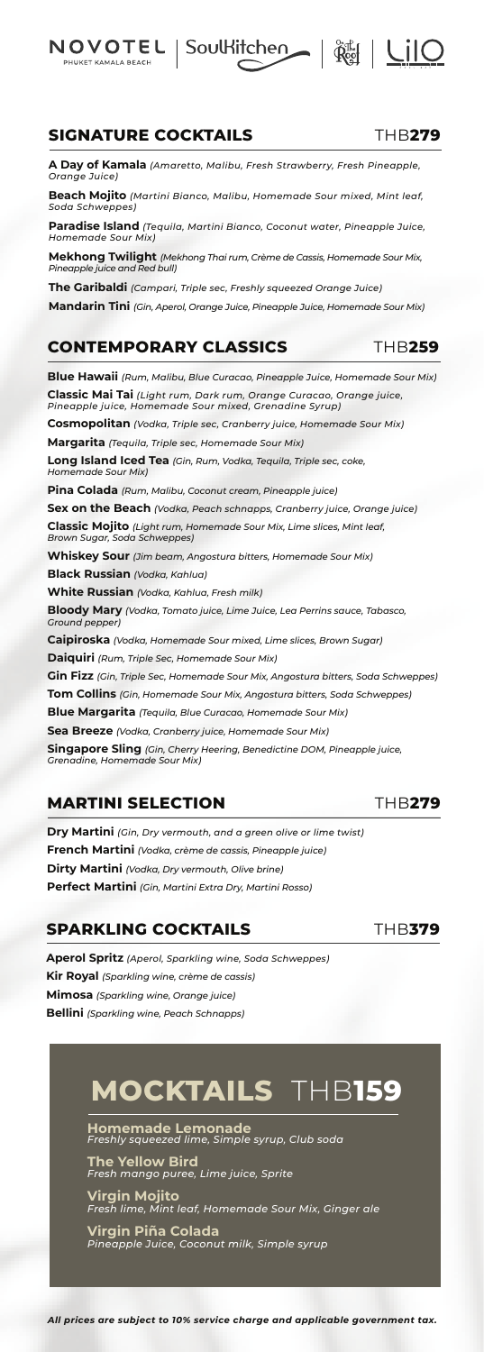NOVOTEL PHUKET KAMALA BEACH | SoulKitchen | The Roof | LiLO

## SIGNATURE COCKTAILS THB**279**

**A Day of Kamala** *(Amaretto, Malibu, Fresh Strawberry, Fresh Pineapple, Orange Juice)*

**Beach Mojito** *(Martini Bianco, Malibu, Homemade Sour mixed, Mint leaf, Soda Schweppes)*

**Paradise Island** *(Tequila, Martini Bianco, Coconut water, Pineapple Juice, Homemade Sour Mix)*

**Mekhong Twilight** *(Mekhong Thai rum, Crème de Cassis, Homemade Sour Mix, Pineapple juice and Red bull)*

**The Garibaldi** *(Campari, Triple sec, Freshly squeezed Orange Juice)*

**Mandarin Tini** *(Gin, Aperol, Orange Juice, Pineapple Juice, Homemade Sour Mix)*

## CONTEMPORARY CLASSICS THB**259**

**Blue Hawaii** *(Rum, Malibu, Blue Curacao, Pineapple Juice, Homemade Sour Mix)*

**Classic Mai Tai** *(Light rum, Dark rum, Orange Curacao, Orange juice, Pineapple juice, Homemade Sour mixed, Grenadine Syrup)*

**Cosmopolitan** *(Vodka, Triple sec, Cranberry juice, Homemade Sour Mix)*

**Margarita** *(Tequila, Triple sec, Homemade Sour Mix)*

**Long Island Iced Tea** *(Gin, Rum, Vodka, Tequila, Triple sec, coke, Homemade Sour Mix)*

**Pina Colada** *(Rum, Malibu, Coconut cream, Pineapple juice)*

**Sex on the Beach** *(Vodka, Peach schnapps, Cranberry juice, Orange juice)*

**Classic Mojito** *(Light rum, Homemade Sour Mix, Lime slices, Mint leaf, Brown Sugar, Soda Schweppes)*

**Whiskey Sour** *(Jim beam, Angostura bitters, Homemade Sour Mix)*

**Black Russian** *(Vodka, Kahlua)*

**White Russian** *(Vodka, Kahlua, Fresh milk)*

**Bloody Mary** *(Vodka, Tomato juice, Lime Juice, Lea Perrins sauce, Tabasco, Ground pepper)*

**Caipiroska** *(Vodka, Homemade Sour mixed, Lime slices, Brown Sugar)*

**Daiquiri** *(Rum, Triple Sec, Homemade Sour Mix)*

**Gin Fizz** *(Gin, Triple Sec, Homemade Sour Mix, Angostura bitters, Soda Schweppes)*

**Tom Collins** *(Gin, Homemade Sour Mix, Angostura bitters, Soda Schweppes)*

**Blue Margarita** *(Tequila, Blue Curacao, Homemade Sour Mix)*

**Sea Breeze** *(Vodka, Cranberry juice, Homemade Sour Mix)*

**Singapore Sling** *(Gin, Cherry Heering, Benedictine DOM, Pineapple juice, Grenadine, Homemade Sour Mix)*

## MARTINI SELECTION THB**279**

**Dry Martini** *(Gin, Dry vermouth, and a green olive or lime twist)*

**French Martini** *(Vodka, crème de cassis, Pineapple juice)*

**Dirty Martini** *(Vodka, Dry vermouth, Olive brine)*

**Perfect Martini** *(Gin, Martini Extra Dry, Martini Rosso)*

## SPARKLING COCKTAILS THB**379**

**Aperol Spritz** *(Aperol, Sparkling wine, Soda Schweppes)*

**Kir Royal** *(Sparkling wine, crème de cassis)*

**Mimosa** *(Sparkling wine, Orange juice)*

**Bellini** *(Sparkling wine, Peach Schnapps)*

# MOCKTAILS THB**159**

**Homemade Lemonade**
*Freshly squeezed lime, Simple syrup, Club soda*

**The Yellow Bird**
*Fresh mango puree, Lime juice, Sprite*

**Virgin Mojito**
*Fresh lime, Mint leaf, Homemade Sour Mix, Ginger ale*

**Virgin Piña Colada**
*Pineapple Juice, Coconut milk, Simple syrup*

***All prices are subject to 10% service charge and applicable government tax.***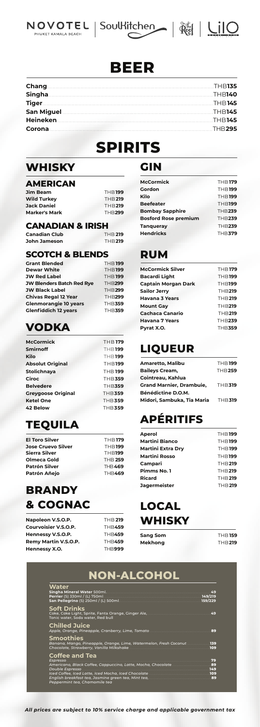NOVOTEL PHUKET KAMALA BEACH | SoulKitchen | On the Roof | LilO

# BEER

| | |
|---|---|
| Chang | THB135 |
| Singha | THB140 |
| Tiger | THB145 |
| San Miguel | THB145 |
| Heineken | THB145 |
| Corona | THB295 |

# SPIRITS

## WHISKY

### AMERICAN

| | |
|---|---|
| Jim Beam | THB199 |
| Wild Turkey | THB219 |
| Jack Daniel | THB219 |
| Marker's Mark | THB299 |

### CANADIAN & IRISH

| | |
|---|---|
| Canadian Club | THB219 |
| John Jameson | THB219 |

### SCOTCH & BLENDS

| | |
|---|---|
| Grant Blended | THB199 |
| Dewar White | THB199 |
| JW Red Label | THB199 |
| JW Blenders Batch Red Rye | THB299 |
| JW Black Label | THB299 |
| Chivas Regal 12 Year | THB299 |
| Glenmorangie 10 years | THB359 |
| Glenfiddich 12 years | THB359 |

## VODKA

| | |
|---|---|
| McCormick | THB179 |
| Smirnoff | THB199 |
| Kilo | THB199 |
| Absolut Original | THB199 |
| Stolichnaya | THB199 |
| Ciroc | THB359 |
| Belvedere | THB359 |
| Greygoose Original | THB359 |
| Ketel One | THB359 |
| 42 Below | THB359 |

## TEQUILA

| | |
|---|---|
| El Toro Silver | THB179 |
| Jose Cruevo Silver | THB199 |
| Sierra Silver | THB199 |
| Olmeca Gold | THB259 |
| Patrón Silver | THB469 |
| Patrón Añejo | THB469 |

## BRANDY & COGNAC

| | |
|---|---|
| Napoleon V.S.O.P. | THB219 |
| Courvoisier V.S.O.P. | THB459 |
| Hennessy V.S.O.P. | THB459 |
| Remy Martin V.S.O.P. | THB459 |
| Hennessy X.O. | THB999 |

## GIN

| | |
|---|---|
| McCormick | THB179 |
| Gordon | THB199 |
| Kilo | THB199 |
| Beefeater | THB199 |
| Bombay Sapphire | THB239 |
| Bosford Rose premium | THB239 |
| Tanqueray | THB239 |
| Hendricks | THB379 |

## RUM

| | |
|---|---|
| McCormick Silver | THB179 |
| Bacardi Light | THB199 |
| Captain Morgan Dark | THB199 |
| Sailor Jerry | THB219 |
| Havana 3 Years | THB219 |
| Mount Gay | THB219 |
| Cachaca Canario | THB219 |
| Havana 7 Years | THB239 |
| Pyrat X.O. | THB359 |

## LIQUEUR

| | |
|---|---|
| Amaretto, Malibu | THB199 |
| Baileys Cream, Cointreau, Kahlua | THB259 |
| Grand Marnier, Drambuie, Bénédictine D.O.M. | THB319 |
| Midori, Sambuka, Tia Maria | THB319 |

## APÉRITIFS

| | |
|---|---|
| Aperol | THB199 |
| Martini Bianco | THB199 |
| Martini Extra Dry | THB199 |
| Martini Rosso | THB199 |
| Campari | THB219 |
| Pimms No. 1 | THB219 |
| Ricard | THB219 |
| Jagermeister | THB219 |

## LOCAL WHISKY

| | |
|---|---|
| Sang Som | THB159 |
| Mekhong | THB219 |

# NON-ALCOHOL

### Water

| | |
|---|---|
| Singha Mineral Water 500ml. | 49 |
| Perrier (S) 330ml / (L) 750ml | 149/219 |
| San Pellegrino (S) 250ml / (L) 500ml | 159/229 |

### Soft Drinks

| | |
|---|---|
| Coke, Coke Light, Sprite, Fanta Orange, Ginger Ale, Tonic water, Soda water, Red bull | 49 |

### Chilled Juice

| | |
|---|---|
| Apple, Orange, Pineapple, Cranberry, Lime, Tomato | 89 |

### Smoothies

| | |
|---|---|
| Banana, Mango, Pineapple, Orange, Lime, Watermelon, Fresh Coconut | 139 |
| Chocolate, Strawberry, Vanilla Milkshake | 109 |

### Coffee and Tea

| | |
|---|---|
| Espresso | 79 |
| Americano, Black Coffee, Cappuccino, Latte, Mocha, Chocolate | 89 |
| Double Espresso | 149 |
| Iced Coffee, Iced Latte, Iced Mocha, Iced Chocolate | 109 |
| English breakfast tea, Jasmine green tea, Mint tea, Peppermint tea, Chamomile tea | 89 |

*All prices are subject to 10% service charge and applicable government tax*